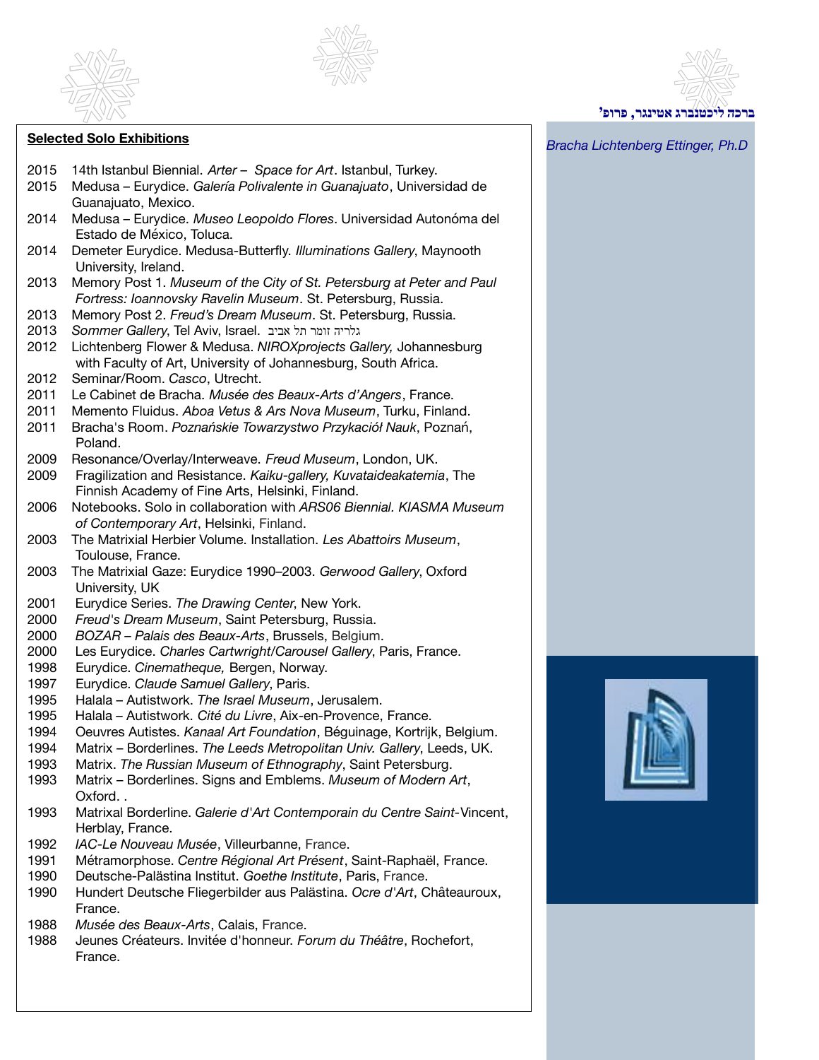ברכה ליכטנברג אטינגר, פרופ'

*Bracha Lichtenberg Ettinger, Ph.D*

**Selected Solo Exhibitions**

2015 14th Istanbul Biennial. *Arter – Space for Art*. Istanbul, Turkey.
2015 Medusa – Eurydice. *Galería Polivalente in Guanajuato*, Universidad de Guanajuato, Mexico.
2014 Medusa – Eurydice. *Museo Leopoldo Flores*. Universidad Autonóma del Estado de México, Toluca.
2014 Demeter Eurydice. Medusa-Butterfly. *Illuminations Gallery*, Maynooth University, Ireland.
2013 Memory Post 1. *Museum of the City of St. Petersburg at Peter and Paul Fortress: Ioannovsky Ravelin Museum*. St. Petersburg, Russia.
2013 Memory Post 2. *Freud's Dream Museum*. St. Petersburg, Russia.
2013 *Sommer Gallery*, Tel Aviv, Israel. גלריה זומר תל אביב
2012 Lichtenberg Flower & Medusa. *NIROXprojects Gallery,* Johannesburg with Faculty of Art, University of Johannesburg, South Africa.
2012 Seminar/Room. *Casco*, Utrecht.
2011 Le Cabinet de Bracha. *Musée des Beaux-Arts d'Angers*, France.
2011 Memento Fluidus. *Aboa Vetus & Ars Nova Museum*, Turku, Finland.
2011 Bracha's Room. *Poznańskie Towarzystwo Przykaciół Nauk*, Poznań, Poland.
2009 Resonance/Overlay/Interweave. *Freud Museum*, London, UK.
2009 Fragilization and Resistance. *Kaiku-gallery, Kuvataideakatemia*, The Finnish Academy of Fine Arts, Helsinki, Finland.
2006 Notebooks. Solo in collaboration with *ARS06 Biennial. KIASMA Museum of Contemporary Art*, Helsinki, Finland.
2003 The Matrixial Herbier Volume. Installation. *Les Abattoirs Museum*, Toulouse, France.
2003 The Matrixial Gaze: Eurydice 1990–2003. *Gerwood Gallery*, Oxford University, UK
2001 Eurydice Series. *The Drawing Center*, New York.
2000 *Freud's Dream Museum*, Saint Petersburg, Russia.
2000 *BOZAR – Palais des Beaux-Arts*, Brussels, Belgium.
2000 Les Eurydice. *Charles Cartwright/Carousel Gallery*, Paris, France.
1998 Eurydice. *Cinematheque,* Bergen, Norway.
1997 Eurydice. *Claude Samuel Gallery*, Paris.
1995 Halala – Autistwork. *The Israel Museum*, Jerusalem.
1995 Halala – Autistwork. *Cité du Livre*, Aix-en-Provence, France.
1994 Oeuvres Autistes. *Kanaal Art Foundation*, Béguinage, Kortrijk, Belgium.
1994 Matrix – Borderlines. *The Leeds Metropolitan Univ. Gallery*, Leeds, UK.
1993 Matrix. *The Russian Museum of Ethnography*, Saint Petersburg.
1993 Matrix – Borderlines. Signs and Emblems. *Museum of Modern Art*, Oxford. .
1993 Matrixal Borderline. *Galerie d'Art Contemporain du Centre Saint*-Vincent, Herblay, France.
1992 *IAC-Le Nouveau Musée*, Villeurbanne, France.
1991 Métramorphose. *Centre Régional Art Présent*, Saint-Raphaël, France.
1990 Deutsche-Palästina Institut. *Goethe Institute*, Paris, France.
1990 Hundert Deutsche Fliegerbilder aus Palästina. *Ocre d'Art*, Châteauroux, France.
1988 *Musée des Beaux-Arts*, Calais, France.
1988 Jeunes Créateurs. Invitée d'honneur. *Forum du Théâtre*, Rochefort, France.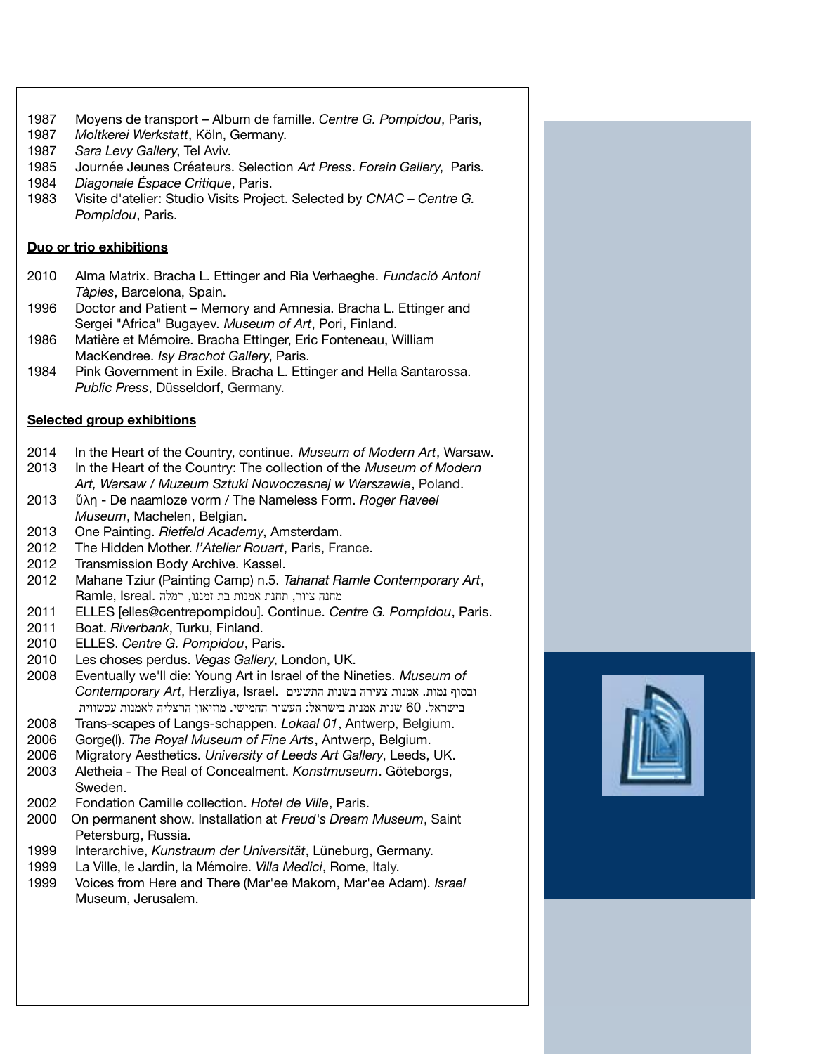1987 Moyens de transport – Album de famille. *Centre G. Pompidou*, Paris,
1987 *Moltkerei Werkstatt*, Köln, Germany.
1987 *Sara Levy Gallery*, Tel Aviv.
1985 Journée Jeunes Créateurs. Selection *Art Press*. *Forain Gallery*, Paris.
1984 *Diagonale Éspace Critique*, Paris.
1983 Visite d'atelier: Studio Visits Project. Selected by *CNAC – Centre G. Pompidou*, Paris.

**Duo or trio exhibitions**

2010 Alma Matrix. Bracha L. Ettinger and Ria Verhaeghe. *Fundació Antoni Tàpies*, Barcelona, Spain.
1996 Doctor and Patient – Memory and Amnesia. Bracha L. Ettinger and Sergei "Africa" Bugayev. *Museum of Art*, Pori, Finland.
1986 Matière et Mémoire. Bracha Ettinger, Eric Fonteneau, William MacKendree. *Isy Brachot Gallery*, Paris.
1984 Pink Government in Exile. Bracha L. Ettinger and Hella Santarossa. *Public Press*, Düsseldorf, Germany.

**Selected group exhibitions**

2014 In the Heart of the Country, continue. *Museum of Modern Art*, Warsaw.
2013 In the Heart of the Country: The collection of the *Museum of Modern Art, Warsaw / Muzeum Sztuki Nowoczesnej w Warszawie*, Poland.
2013 ὕλη - De naamloze vorm / The Nameless Form. *Roger Raveel Museum*, Machelen, Belgian.
2013 One Painting. *Rietfeld Academy*, Amsterdam.
2012 The Hidden Mother. *l'Atelier Rouart*, Paris, France.
2012 Transmission Body Archive. Kassel.
2012 Mahane Tziur (Painting Camp) n.5. *Tahanat Ramle Contemporary Art*, Ramle, Isreal. מחנה ציור, תחנת אמנות בת זמננו, רמלה
2011 ELLES [elles@centrepompidou]. Continue. *Centre G. Pompidou*, Paris.
2011 Boat. *Riverbank*, Turku, Finland.
2010 ELLES. *Centre G. Pompidou*, Paris.
2010 Les choses perdus. *Vegas Gallery*, London, UK.
2008 Eventually we'll die: Young Art in Israel of the Nineties. *Museum of Contemporary Art*, Herzliya, Israel. ובסוף נמות. אמנות צעירה בשנות התשעים בישראל. 60 שנות אמנות בישראל: העשור החמישי. מוזיאון הרצליה לאמנות עכשווית
2008 Trans-scapes of Langs-schappen. *Lokaal 01*, Antwerp, Belgium.
2006 Gorge(l). *The Royal Museum of Fine Arts*, Antwerp, Belgium.
2006 Migratory Aesthetics. *University of Leeds Art Gallery*, Leeds, UK.
2003 Aletheia - The Real of Concealment. *Konstmuseum*. Göteborgs, Sweden.
2002 Fondation Camille collection. *Hotel de Ville*, Paris.
2000 On permanent show. Installation at *Freud's Dream Museum*, Saint Petersburg, Russia.
1999 Interarchive, *Kunstraum der Universität*, Lüneburg, Germany.
1999 La Ville, le Jardin, la Mémoire. *Villa Medici*, Rome, Italy.
1999 Voices from Here and There (Mar'ee Makom, Mar'ee Adam). *Israel* Museum, Jerusalem.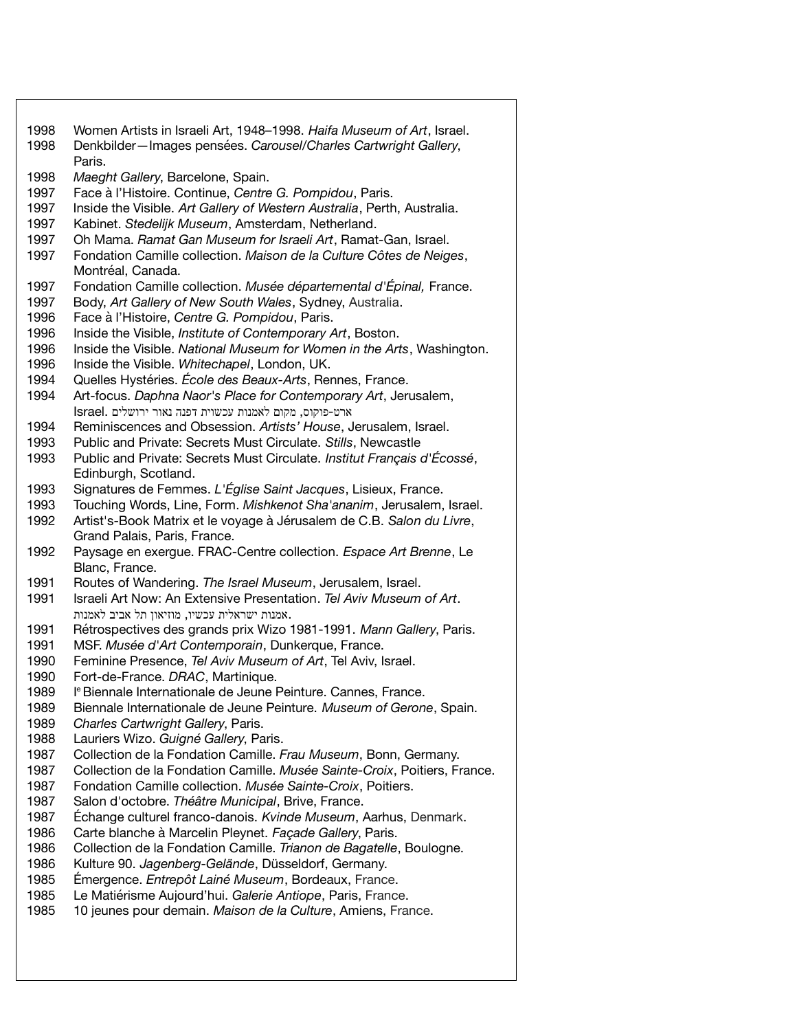1998 Women Artists in Israeli Art, 1948–1998. *Haifa Museum of Art*, Israel.
1998 Denkbilder—Images pensées. *Carousel/Charles Cartwright Gallery*, Paris.
1998 *Maeght Gallery*, Barcelone, Spain.
1997 Face à l'Histoire. Continue, *Centre G. Pompidou*, Paris.
1997 Inside the Visible. *Art Gallery of Western Australia*, Perth, Australia.
1997 Kabinet. *Stedelijk Museum*, Amsterdam, Netherland.
1997 Oh Mama. *Ramat Gan Museum for Israeli Art*, Ramat-Gan, Israel.
1997 Fondation Camille collection. *Maison de la Culture Côtes de Neiges*, Montréal, Canada.
1997 Fondation Camille collection. *Musée départemental d'Épinal,* France.
1997 Body, *Art Gallery of New South Wales*, Sydney, Australia.
1996 Face à l'Histoire, *Centre G. Pompidou*, Paris.
1996 Inside the Visible, *Institute of Contemporary Art*, Boston.
1996 Inside the Visible. *National Museum for Women in the Arts*, Washington.
1996 Inside the Visible. *Whitechapel*, London, UK.
1994 Quelles Hystéries. *École des Beaux-Arts*, Rennes, France.
1994 Art-focus. *Daphna Naor's Place for Contemporary Art*, Jerusalem, Israel. ארט-פוקוס, מקום לאמנות עכשוית דפנה נאור ירושלים
1994 Reminiscences and Obsession. *Artists' House*, Jerusalem, Israel.
1993 Public and Private: Secrets Must Circulate. *Stills*, Newcastle
1993 Public and Private: Secrets Must Circulate. *Institut Français d'Écossé*, Edinburgh, Scotland.
1993 Signatures de Femmes. *L'Église Saint Jacques*, Lisieux, France.
1993 Touching Words, Line, Form. *Mishkenot Sha'ananim*, Jerusalem, Israel.
1992 Artist's-Book Matrix et le voyage à Jérusalem de C.B. *Salon du Livre*, Grand Palais, Paris, France.
1992 Paysage en exergue. FRAC-Centre collection. *Espace Art Brenne*, Le Blanc, France.
1991 Routes of Wandering. *The Israel Museum*, Jerusalem, Israel.
1991 Israeli Art Now: An Extensive Presentation. *Tel Aviv Museum of Art*. אמנות ישראלית עכשיו, מוזיאון תל אביב לאמנות.
1991 Rétrospectives des grands prix Wizo 1981-1991. *Mann Gallery*, Paris.
1991 MSF. *Musée d'Art Contemporain*, Dunkerque, France.
1990 Feminine Presence, *Tel Aviv Museum of Art*, Tel Aviv, Israel.
1990 Fort-de-France. *DRAC*, Martinique.
1989 I[e] Biennale Internationale de Jeune Peinture. Cannes, France.
1989 Biennale Internationale de Jeune Peinture. *Museum of Gerone*, Spain.
1989 *Charles Cartwright Gallery*, Paris.
1988 Lauriers Wizo. *Guigné Gallery*, Paris.
1987 Collection de la Fondation Camille. *Frau Museum*, Bonn, Germany.
1987 Collection de la Fondation Camille. *Musée Sainte-Croix*, Poitiers, France.
1987 Fondation Camille collection. *Musée Sainte-Croix*, Poitiers.
1987 Salon d'octobre. *Théâtre Municipal*, Brive, France.
1987 Échange culturel franco-danois. *Kvinde Museum*, Aarhus, Denmark.
1986 Carte blanche à Marcelin Pleynet. *Façade Gallery*, Paris.
1986 Collection de la Fondation Camille. *Trianon de Bagatelle*, Boulogne.
1986 Kulture 90. *Jagenberg-Gelände*, Düsseldorf, Germany.
1985 Émergence. *Entrepôt Lainé Museum*, Bordeaux, France.
1985 Le Matiérisme Aujourd'hui. *Galerie Antiope*, Paris, France.
1985 10 jeunes pour demain. *Maison de la Culture*, Amiens, France.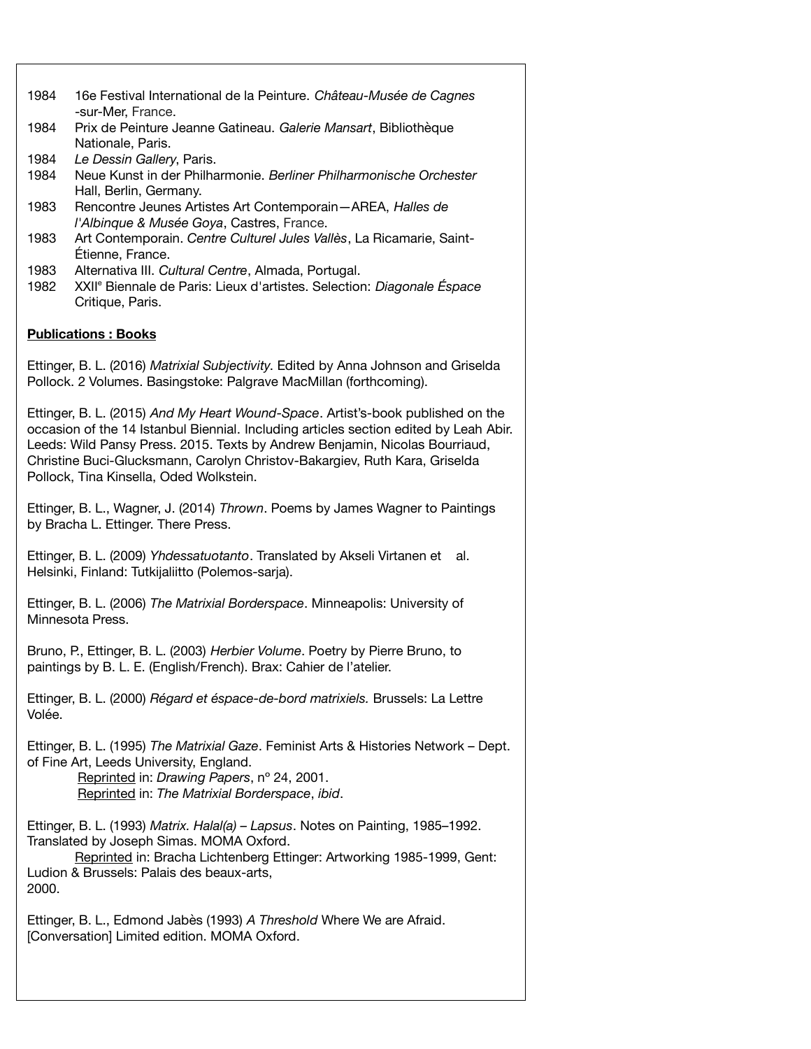1984 16e Festival International de la Peinture. *Château-Musée de Cagnes -sur-Mer*, France.
1984 Prix de Peinture Jeanne Gatineau. *Galerie Mansart*, Bibliothèque Nationale, Paris.
1984 *Le Dessin Gallery*, Paris.
1984 Neue Kunst in der Philharmonie. *Berliner Philharmonische Orchester* Hall, Berlin, Germany.
1983 Rencontre Jeunes Artistes Art Contemporain—AREA, *Halles de l'Albinque & Musée Goya*, Castres, France.
1983 Art Contemporain. *Centre Culturel Jules Vallès*, La Ricamarie, Saint-Étienne, France.
1983 Alternativa III. *Cultural Centre*, Almada, Portugal.
1982 XXIIe Biennale de Paris: Lieux d'artistes. Selection: *Diagonale Éspace* Critique, Paris.

**Publications : Books**

Ettinger, B. L. (2016) *Matrixial Subjectivity*. Edited by Anna Johnson and Griselda Pollock. 2 Volumes. Basingstoke: Palgrave MacMillan (forthcoming).

Ettinger, B. L. (2015) *And My Heart Wound-Space*. Artist's-book published on the occasion of the 14 Istanbul Biennial. Including articles section edited by Leah Abir. Leeds: Wild Pansy Press. 2015. Texts by Andrew Benjamin, Nicolas Bourriaud, Christine Buci-Glucksmann, Carolyn Christov-Bakargiev, Ruth Kara, Griselda Pollock, Tina Kinsella, Oded Wolkstein.

Ettinger, B. L., Wagner, J. (2014) *Thrown*. Poems by James Wagner to Paintings by Bracha L. Ettinger. There Press.

Ettinger, B. L. (2009) *Yhdessatuotanto*. Translated by Akseli Virtanen et al. Helsinki, Finland: Tutkijaliitto (Polemos-sarja).

Ettinger, B. L. (2006) *The Matrixial Borderspace*. Minneapolis: University of Minnesota Press.

Bruno, P., Ettinger, B. L. (2003) *Herbier Volume*. Poetry by Pierre Bruno, to paintings by B. L. E. (English/French). Brax: Cahier de l'atelier.

Ettinger, B. L. (2000) *Régard et éspace-de-bord matrixiels.* Brussels: La Lettre Volée.

Ettinger, B. L. (1995) *The Matrixial Gaze*. Feminist Arts & Histories Network – Dept. of Fine Art, Leeds University, England.
Reprinted in: *Drawing Papers*, nº 24, 2001.
Reprinted in: *The Matrixial Borderspace*, *ibid*.

Ettinger, B. L. (1993) *Matrix. Halal(a) – Lapsus*. Notes on Painting, 1985–1992. Translated by Joseph Simas. MOMA Oxford.
Reprinted in: Bracha Lichtenberg Ettinger: Artworking 1985-1999, Gent: Ludion & Brussels: Palais des beaux-arts, 2000.

Ettinger, B. L., Edmond Jabès (1993) *A Threshold* Where We are Afraid. [Conversation] Limited edition. MOMA Oxford.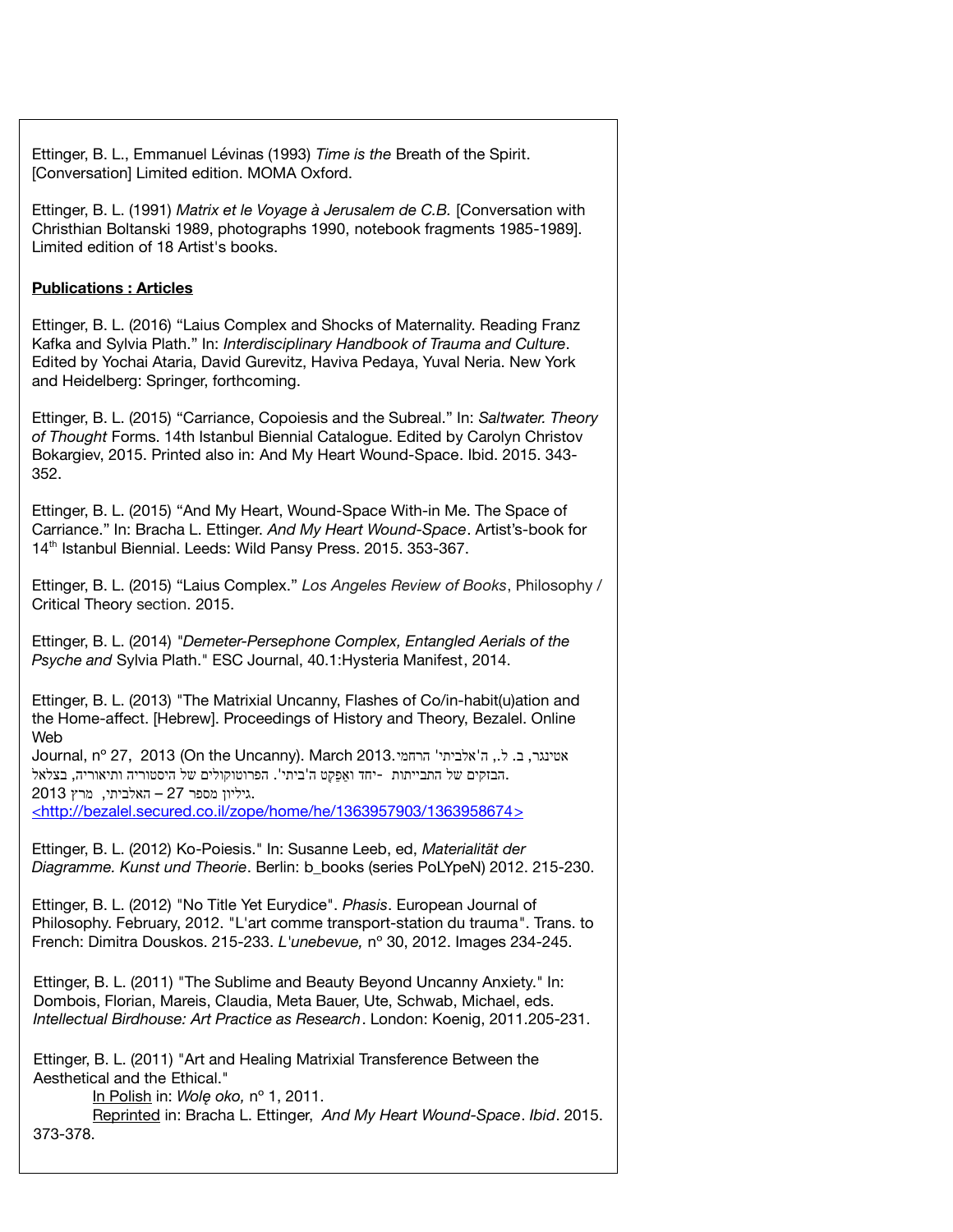Ettinger, B. L., Emmanuel Lévinas (1993) *Time is the* Breath of the Spirit. [Conversation] Limited edition. MOMA Oxford.

Ettinger, B. L. (1991) *Matrix et le Voyage à Jerusalem de C.B.* [Conversation with Christhian Boltanski 1989, photographs 1990, notebook fragments 1985-1989]. Limited edition of 18 Artist's books.

**Publications : Articles**

Ettinger, B. L. (2016) “Laius Complex and Shocks of Maternality. Reading Franz Kafka and Sylvia Plath.” In: *Interdisciplinary Handbook of Trauma and Culture*. Edited by Yochai Ataria, David Gurevitz, Haviva Pedaya, Yuval Neria. New York and Heidelberg: Springer, forthcoming.

Ettinger, B. L. (2015) “Carriance, Copoiesis and the Subreal.” In: *Saltwater. Theory of Thought* Forms. 14th Istanbul Biennial Catalogue. Edited by Carolyn Christov Bokargiev, 2015. Printed also in: And My Heart Wound-Space. Ibid. 2015. 343-352.

Ettinger, B. L. (2015) “And My Heart, Wound-Space With-in Me. The Space of Carriance.” In: Bracha L. Ettinger. *And My Heart Wound-Space*. Artist’s-book for 14th Istanbul Biennial. Leeds: Wild Pansy Press. 2015. 353-367.

Ettinger, B. L. (2015) “Laius Complex.” *Los Angeles Review of Books*, Philosophy / Critical Theory section. 2015.

Ettinger, B. L. (2014) *"Demeter-Persephone Complex, Entangled Aerials of the Psyche and* Sylvia Plath." ESC Journal, 40.1:Hysteria Manifest, 2014.

Ettinger, B. L. (2013) "The Matrixial Uncanny, Flashes of Co/in-habit(u)ation and the Home-affect. [Hebrew]. Proceedings of History and Theory, Bezalel. Online Web Journal, nº 27, 2013 (On the Uncanny). March 2013.אטינגר, ב. ל., ה'אלביתי' הרחמי הבזקים של התבייתות -יחד ואֵפֶקְט ה'ביתי'. הפרוטוקולים של היסטוריה ותיאוריה, בצלאל. גיליון מספר 27 – האלביתי, מרץ 2013.
<http://bezalel.secured.co.il/zope/home/he/1363957903/1363958674>

Ettinger, B. L. (2012) Ko-Poiesis." In: Susanne Leeb, ed, *Materialität der Diagramme. Kunst und Theorie*. Berlin: b_books (series PoLYpeN) 2012. 215-230.

Ettinger, B. L. (2012) "No Title Yet Eurydice". *Phasis*. European Journal of Philosophy. February, 2012. "L'art comme transport-station du trauma". Trans. to French: Dimitra Douskos. 215-233. *L'unebevue,* nº 30, 2012. Images 234-245.

Ettinger, B. L. (2011) "The Sublime and Beauty Beyond Uncanny Anxiety." In: Dombois, Florian, Mareis, Claudia, Meta Bauer, Ute, Schwab, Michael, eds. *Intellectual Birdhouse: Art Practice as Research*. London: Koenig, 2011.205-231.

Ettinger, B. L. (2011) "Art and Healing Matrixial Transference Between the Aesthetical and the Ethical."
In Polish in: *Wolę oko,* nº 1, 2011.
Reprinted in: Bracha L. Ettinger, *And My Heart Wound-Space*. *Ibid*. 2015. 373-378.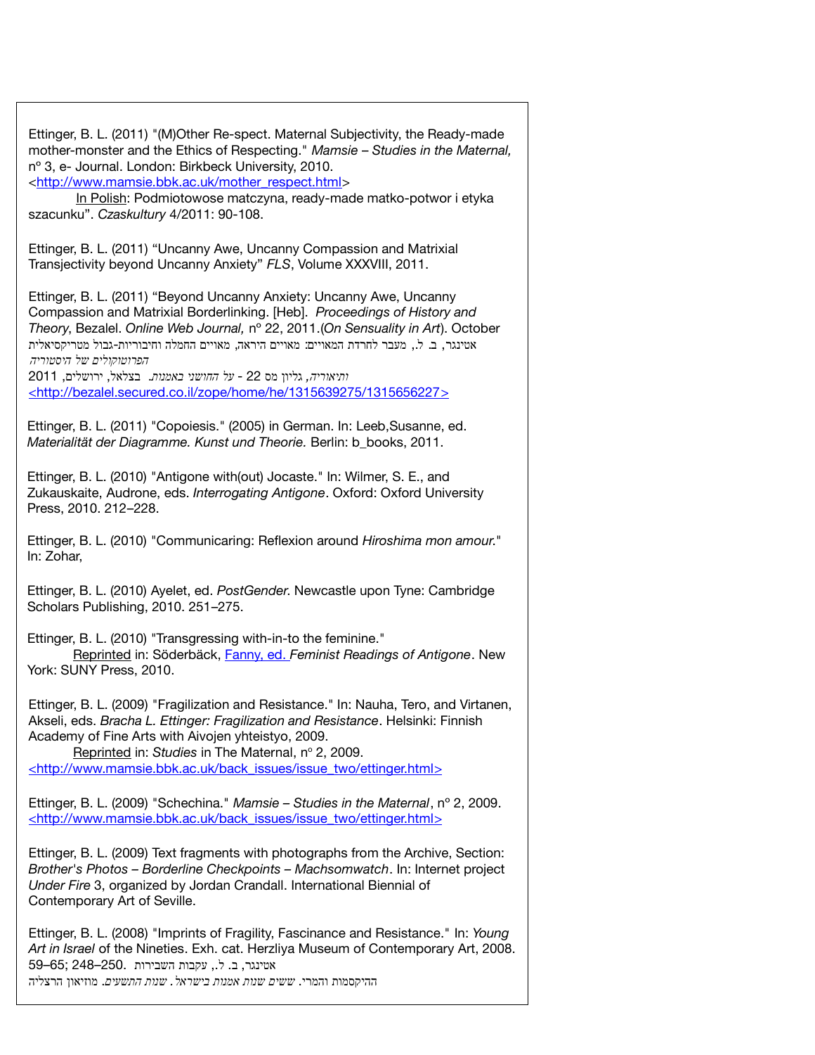Ettinger, B. L. (2011) "(M)Other Re-spect. Maternal Subjectivity, the Ready-made mother-monster and the Ethics of Respecting." *Mamsie – Studies in the Maternal,* nº 3, e- Journal. London: Birkbeck University, 2010. <http://www.mamsie.bbk.ac.uk/mother_respect.html>

In Polish: Podmiotowose matczyna, ready-made matko-potwor i etyka szacunku". *Czaskultury* 4/2011: 90-108.

Ettinger, B. L. (2011) "Uncanny Awe, Uncanny Compassion and Matrixial Transjectivity beyond Uncanny Anxiety" *FLS*, Volume XXXVIII, 2011.

Ettinger, B. L. (2011) "Beyond Uncanny Anxiety: Uncanny Awe, Uncanny Compassion and Matrixial Borderlinking. [Heb]. *Proceedings of History and Theory*, Bezalel. *Online Web Journal,* nº 22, 2011.(*On Sensuality in Art*). October

אטינגר, ב. ל., מעבר לחרדת המאויים: מאויים היראה, מאויים החמלה וחיבוריות-גבול מטריקסיאלית *הפרוטוקולים של היסטוריה ותיאוריה*, גליון מס 22 - *על החושני באמנות*. בצלאל, ירושלים, 2011

<http://bezalel.secured.co.il/zope/home/he/1315639275/1315656227>

Ettinger, B. L. (2011) "Copoiesis." (2005) in German. In: Leeb,Susanne, ed. *Materialität der Diagramme. Kunst und Theorie.* Berlin: b_books, 2011.

Ettinger, B. L. (2010) "Antigone with(out) Jocaste." In: Wilmer, S. E., and Zukauskaite, Audrone, eds. *Interrogating Antigone*. Oxford: Oxford University Press, 2010. 212–228.

Ettinger, B. L. (2010) "Communicaring: Reflexion around *Hiroshima mon amour.*" In: Zohar,

Ettinger, B. L. (2010) Ayelet, ed. *PostGender.* Newcastle upon Tyne: Cambridge Scholars Publishing, 2010. 251–275.

Ettinger, B. L. (2010) "Transgressing with-in-to the feminine."

Reprinted in: Söderbäck, Fanny, ed. *Feminist Readings of Antigone*. New York: SUNY Press, 2010.

Ettinger, B. L. (2009) "Fragilization and Resistance." In: Nauha, Tero, and Virtanen, Akseli, eds. *Bracha L. Ettinger: Fragilization and Resistance*. Helsinki: Finnish Academy of Fine Arts with Aivojen yhteistyo, 2009.

Reprinted in: *Studies* in The Maternal, nº 2, 2009. <http://www.mamsie.bbk.ac.uk/back_issues/issue_two/ettinger.html>

Ettinger, B. L. (2009) "Schechina." *Mamsie – Studies in the Maternal*, nº 2, 2009. <http://www.mamsie.bbk.ac.uk/back_issues/issue_two/ettinger.html>

Ettinger, B. L. (2009) Text fragments with photographs from the Archive, Section: *Brother's Photos – Borderline Checkpoints – Machsomwatch*. In: Internet project *Under Fire* 3, organized by Jordan Crandall. International Biennial of Contemporary Art of Seville.

Ettinger, B. L. (2008) "Imprints of Fragility, Fascinance and Resistance." In: *Young Art in Israel* of the Nineties. Exh. cat. Herzliya Museum of Contemporary Art, 2008. 59–65; 248–250.

אטינגר, ב. ל., עקבות השבירות ההיקסמות והמרי. *ששים שנות אמנות בישראל. שנות התשעים.* מוזיאון הרצליה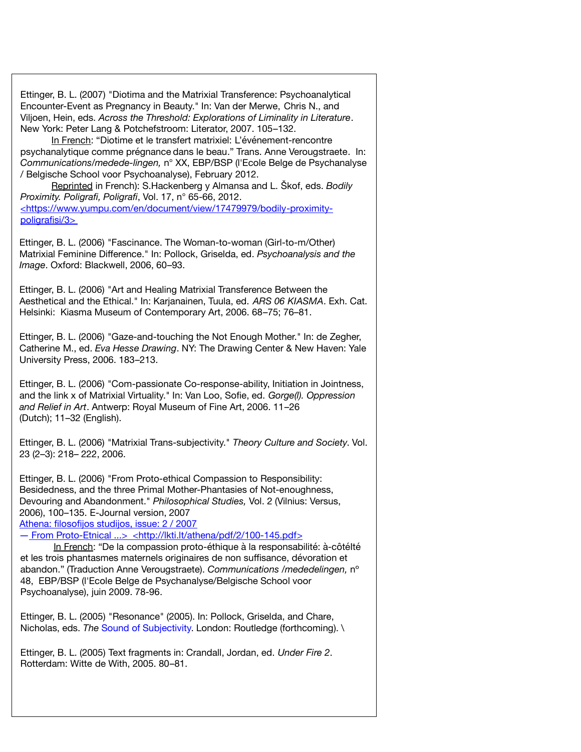Ettinger, B. L. (2007) "Diotima and the Matrixial Transference: Psychoanalytical Encounter-Event as Pregnancy in Beauty." In: Van der Merwe, Chris N., and Viljoen, Hein, eds. *Across the Threshold: Explorations of Liminality in Literature*. New York: Peter Lang & Potchefstroom: Literator, 2007. 105–132.

In French: "Diotime et le transfert matrixiel: L'événement-rencontre psychanalytique comme prégnance dans le beau." Trans. Anne Verougstraete. In: *Communications/medede-lingen,* n° XX, EBP/BSP (l'Ecole Belge de Psychanalyse / Belgische School voor Psychoanalyse), February 2012.

Reprinted in French): S.Hackenberg y Almansa and L. Škof, eds. *Bodily Proximity. Poligrafi, Poligrafi*, Vol. 17, n° 65-66, 2012. <https://www.yumpu.com/en/document/view/17479979/bodily-proximity-poligrafisi/3>

Ettinger, B. L. (2006) "Fascinance. The Woman-to-woman (Girl-to-m/Other) Matrixial Feminine Difference." In: Pollock, Griselda, ed. *Psychoanalysis and the Image*. Oxford: Blackwell, 2006, 60–93.

Ettinger, B. L. (2006) "Art and Healing Matrixial Transference Between the Aesthetical and the Ethical." In: Karjanainen, Tuula, ed. *ARS 06 KIASMA*. Exh. Cat. Helsinki: Kiasma Museum of Contemporary Art, 2006. 68–75; 76–81.

Ettinger, B. L. (2006) "Gaze-and-touching the Not Enough Mother." In: de Zegher, Catherine M., ed. *Eva Hesse Drawing*. NY: The Drawing Center & New Haven: Yale University Press, 2006. 183–213.

Ettinger, B. L. (2006) "Com-passionate Co-response-ability, Initiation in Jointness, and the link x of Matrixial Virtuality." In: Van Loo, Sofie, ed. *Gorge(l). Oppression and Relief in Art*. Antwerp: Royal Museum of Fine Art, 2006. 11–26 (Dutch); 11–32 (English).

Ettinger, B. L. (2006) "Matrixial Trans-subjectivity." *Theory Culture and Society*. Vol. 23 (2–3): 218– 222, 2006.

Ettinger, B. L. (2006) "From Proto-ethical Compassion to Responsibility: Besidedness, and the three Primal Mother-Phantasies of Not-enoughness, Devouring and Abandonment." *Philosophical Studies,* Vol. 2 (Vilnius: Versus, 2006), 100–135. E-Journal version, 2007
Athena: filosofijos studijos, issue: 2 / 2007
— From Proto-Etnical ...> <http://lkti.lt/athena/pdf/2/100-145.pdf>

In French: "De la compassion proto-éthique à la responsabilité: à-côtélté et les trois phantasmes maternels originaires de non suffisance, dévoration et abandon." (Traduction Anne Verougstraete). *Communications /mededelingen,* n° 48, EBP/BSP (l'Ecole Belge de Psychanalyse/Belgische School voor Psychoanalyse), juin 2009. 78-96.

Ettinger, B. L. (2005) "Resonance" (2005). In: Pollock, Griselda, and Chare, Nicholas, eds. *The Sound of Subjectivity*. London: Routledge (forthcoming). \

Ettinger, B. L. (2005) Text fragments in: Crandall, Jordan, ed. *Under Fire 2*. Rotterdam: Witte de With, 2005. 80–81.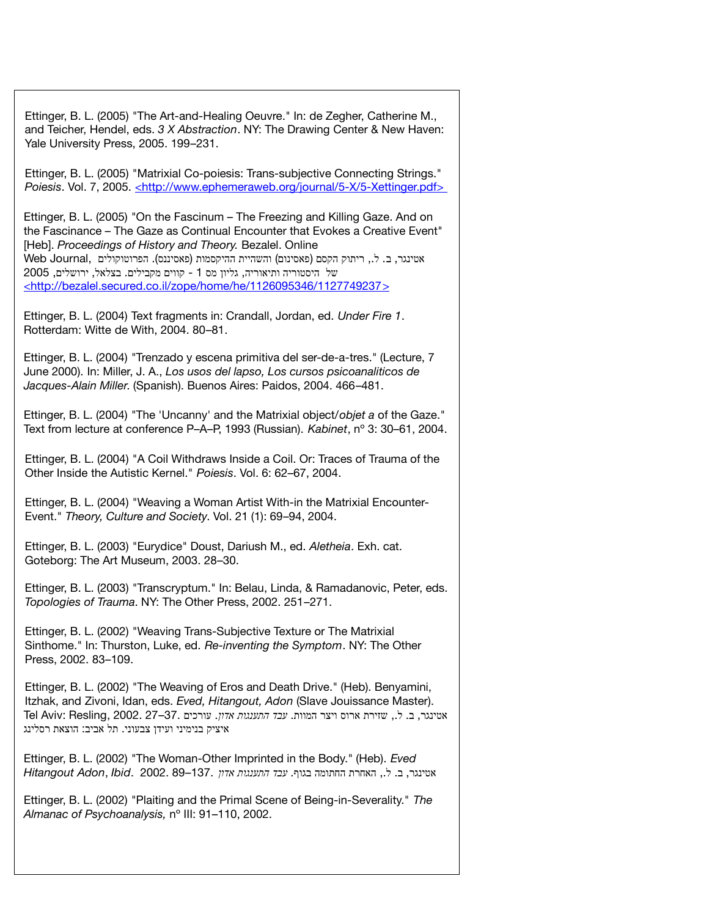Ettinger, B. L. (2005) "The Art-and-Healing Oeuvre." In: de Zegher, Catherine M., and Teicher, Hendel, eds. *3 X Abstraction*. NY: The Drawing Center & New Haven: Yale University Press, 2005. 199–231.

Ettinger, B. L. (2005) "Matrixial Co-poiesis: Trans-subjective Connecting Strings." *Poiesis*. Vol. 7, 2005. <http://www.ephemeraweb.org/journal/5-X/5-Xettinger.pdf>

Ettinger, B. L. (2005) "On the Fascinum – The Freezing and Killing Gaze. And on the Fascinance – The Gaze as Continual Encounter that Evokes a Creative Event" [Heb]. *Proceedings of History and Theory.* Bezalel. Online Web Journal, אטינגר, ב. ל., ריתוק הקסם (פאסינום) והשהיית ההיקסמות (פאסיננס). הפרוטוקולים של היסטוריה ותיאוריה, גליון מס 1 - קווים מקבילים. בצלאל, ירושלים, 2005 <http://bezalel.secured.co.il/zope/home/he/1126095346/1127749237>

Ettinger, B. L. (2004) Text fragments in: Crandall, Jordan, ed. *Under Fire 1*. Rotterdam: Witte de With, 2004. 80–81.

Ettinger, B. L. (2004) "Trenzado y escena primitiva del ser-de-a-tres." (Lecture, 7 June 2000). In: Miller, J. A., *Los usos del lapso, Los cursos psicoanaliticos de Jacques-Alain Miller.* (Spanish). Buenos Aires: Paidos, 2004. 466–481.

Ettinger, B. L. (2004) "The 'Uncanny' and the Matrixial object/*objet a* of the Gaze." Text from lecture at conference P–A–P, 1993 (Russian). *Kabinet*, nº 3: 30–61, 2004.

Ettinger, B. L. (2004) "A Coil Withdraws Inside a Coil. Or: Traces of Trauma of the Other Inside the Autistic Kernel." *Poiesis*. Vol. 6: 62–67, 2004.

Ettinger, B. L. (2004) "Weaving a Woman Artist With-in the Matrixial Encounter-Event." *Theory, Culture and Society*. Vol. 21 (1): 69–94, 2004.

Ettinger, B. L. (2003) "Eurydice" Doust, Dariush M., ed. *Aletheia*. Exh. cat. Goteborg: The Art Museum, 2003. 28–30.

Ettinger, B. L. (2003) "Transcryptum." In: Belau, Linda, & Ramadanovic, Peter, eds. *Topologies of Trauma*. NY: The Other Press, 2002. 251–271.

Ettinger, B. L. (2002) "Weaving Trans-Subjective Texture or The Matrixial Sinthome." In: Thurston, Luke, ed. *Re-inventing the Symptom*. NY: The Other Press, 2002. 83–109.

Ettinger, B. L. (2002) "The Weaving of Eros and Death Drive." (Heb). Benyamini, Itzhak, and Zivoni, Idan, eds. *Eved, Hitangout, Adon* (Slave Jouissance Master). Tel Aviv: Resling, 2002. 27–37. אטינגר, ב. ל., שזירת ארוס ויצר המוות. *עבד התענגות אדון*. עורכים איציק בנימיני ועידן צבעוני. תל אביב: הוצאת רסלינג

Ettinger, B. L. (2002) "The Woman-Other Imprinted in the Body." (Heb). *Eved Hitangout Adon*, *Ibid*. 2002. 89–137. אטינגר, ב. ל., האחרת החתומה בגוף. *עבד התענגות אדון*

Ettinger, B. L. (2002) "Plaiting and the Primal Scene of Being-in-Severality." *The Almanac of Psychoanalysis,* nº III: 91–110, 2002.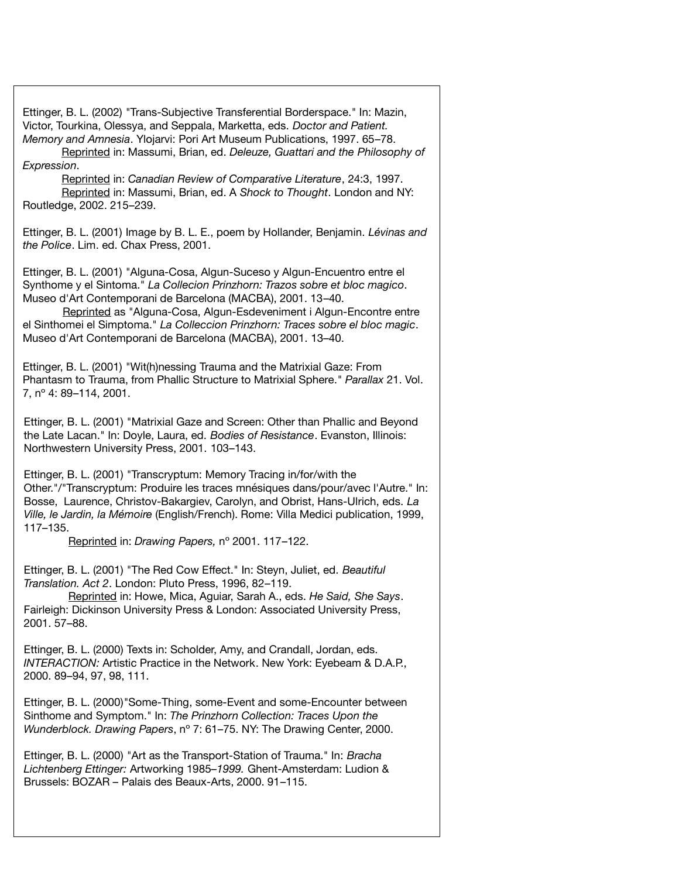Ettinger, B. L. (2002) "Trans-Subjective Transferential Borderspace." In: Mazin, Victor, Tourkina, Olessya, and Seppala, Marketta, eds. *Doctor and Patient. Memory and Amnesia*. Ylojarvi: Pori Art Museum Publications, 1997. 65–78.
Reprinted in: Massumi, Brian, ed. *Deleuze, Guattari and the Philosophy of Expression*.
Reprinted in: *Canadian Review of Comparative Literature*, 24:3, 1997.
Reprinted in: Massumi, Brian, ed. A *Shock to Thought*. London and NY: Routledge, 2002. 215–239.

Ettinger, B. L. (2001) Image by B. L. E., poem by Hollander, Benjamin. *Lévinas and the Police*. Lim. ed. Chax Press, 2001.

Ettinger, B. L. (2001) "Alguna-Cosa, Algun-Suceso y Algun-Encuentro entre el Synthome y el Sintoma." *La Collecion Prinzhorn: Trazos sobre et bloc magico*. Museo d'Art Contemporani de Barcelona (MACBA), 2001. 13–40.
Reprinted as "Alguna-Cosa, Algun-Esdeveniment i Algun-Encontre entre el Sinthomei el Simptoma." *La Colleccion Prinzhorn: Traces sobre el bloc magic*. Museo d'Art Contemporani de Barcelona (MACBA), 2001. 13–40.

Ettinger, B. L. (2001) "Wit(h)nessing Trauma and the Matrixial Gaze: From Phantasm to Trauma, from Phallic Structure to Matrixial Sphere." *Parallax* 21. Vol. 7, nº 4: 89–114, 2001.

Ettinger, B. L. (2001) "Matrixial Gaze and Screen: Other than Phallic and Beyond the Late Lacan." In: Doyle, Laura, ed. *Bodies of Resistance*. Evanston, Illinois: Northwestern University Press, 2001. 103–143.

Ettinger, B. L. (2001) "Transcryptum: Memory Tracing in/for/with the Other."/"Transcryptum: Produire les traces mnésiques dans/pour/avec l'Autre." In: Bosse, Laurence, Christov-Bakargiev, Carolyn, and Obrist, Hans-Ulrich, eds. *La Ville, le Jardin, la Mémoire* (English/French). Rome: Villa Medici publication, 1999, 117–135.
Reprinted in: *Drawing Papers,* nº 2001. 117–122.

Ettinger, B. L. (2001) "The Red Cow Effect." In: Steyn, Juliet, ed. *Beautiful Translation. Act 2*. London: Pluto Press, 1996, 82–119.
Reprinted in: Howe, Mica, Aguiar, Sarah A., eds. *He Said, She Says*. Fairleigh: Dickinson University Press & London: Associated University Press, 2001. 57–88.

Ettinger, B. L. (2000) Texts in: Scholder, Amy, and Crandall, Jordan, eds. *INTERACTION:* Artistic Practice in the Network. New York: Eyebeam & D.A.P., 2000. 89–94, 97, 98, 111.

Ettinger, B. L. (2000)"Some-Thing, some-Event and some-Encounter between Sinthome and Symptom." In: *The Prinzhorn Collection: Traces Upon the Wunderblock. Drawing Papers*, nº 7: 61–75. NY: The Drawing Center, 2000.

Ettinger, B. L. (2000) "Art as the Transport-Station of Trauma." In: *Bracha Lichtenberg Ettinger:* Artworking 1985–*1999.* Ghent-Amsterdam: Ludion & Brussels: BOZAR – Palais des Beaux-Arts, 2000. 91–115.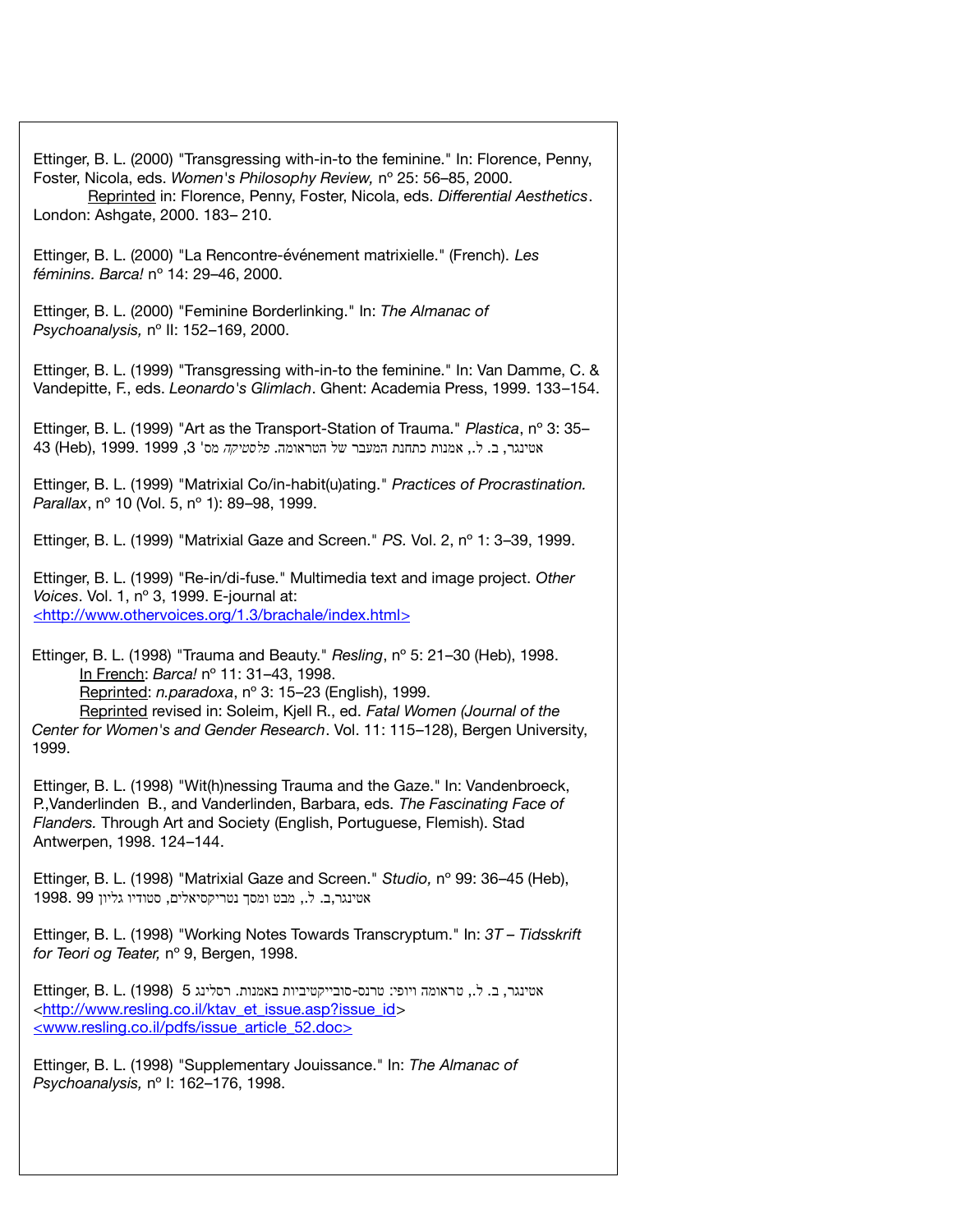Ettinger, B. L. (2000) "Transgressing with-in-to the feminine." In: Florence, Penny, Foster, Nicola, eds. *Women's Philosophy Review,* nº 25: 56–85, 2000.
Reprinted in: Florence, Penny, Foster, Nicola, eds. *Differential Aesthetics*. London: Ashgate, 2000. 183– 210.

Ettinger, B. L. (2000) "La Rencontre-événement matrixielle." (French). *Les féminins. Barca!* nº 14: 29–46, 2000.

Ettinger, B. L. (2000) "Feminine Borderlinking." In: *The Almanac of Psychoanalysis,* nº II: 152–169, 2000.

Ettinger, B. L. (1999) "Transgressing with-in-to the feminine." In: Van Damme, C. & Vandepitte, F., eds. *Leonardo's Glimlach*. Ghent: Academia Press, 1999. 133–154.

Ettinger, B. L. (1999) "Art as the Transport-Station of Trauma." *Plastica*, nº 3: 35–43 (Heb), 1999. אטינגר, ב. ל., אמנות כתחנת המעבר של הטראומה. *פלסטיקה* מס' 3, 1999

Ettinger, B. L. (1999) "Matrixial Co/in-habit(u)ating." *Practices of Procrastination. Parallax*, nº 10 (Vol. 5, nº 1): 89–98, 1999.

Ettinger, B. L. (1999) "Matrixial Gaze and Screen." *PS.* Vol. 2, nº 1: 3–39, 1999.

Ettinger, B. L. (1999) "Re-in/di-fuse." Multimedia text and image project. *Other Voices*. Vol. 1, nº 3, 1999. E-journal at: <http://www.othervoices.org/1.3/brachale/index.html>

Ettinger, B. L. (1998) "Trauma and Beauty." *Resling*, nº 5: 21–30 (Heb), 1998.
In French: *Barca!* nº 11: 31–43, 1998.
Reprinted: *n.paradoxa*, nº 3: 15–23 (English), 1999.
Reprinted revised in: Soleim, Kjell R., ed. *Fatal Women (Journal of the Center for Women's and Gender Research*. Vol. 11: 115–128), Bergen University, 1999.

Ettinger, B. L. (1998) "Wit(h)nessing Trauma and the Gaze." In: Vandenbroeck, P.,Vanderlinden B., and Vanderlinden, Barbara, eds. *The Fascinating Face of Flanders.* Through Art and Society (English, Portuguese, Flemish). Stad Antwerpen, 1998. 124–144.

Ettinger, B. L. (1998) "Matrixial Gaze and Screen." *Studio,* nº 99: 36–45 (Heb), 1998. אטינגר,ב. ל., מבט ומסך נטריקסיאלים, סטודיו גליון 99

Ettinger, B. L. (1998) "Working Notes Towards Transcryptum." In: *3T – Tidsskrift for Teori og Teater,* nº 9, Bergen, 1998.

Ettinger, B. L. (1998) אטינגר, ב. ל., טראומה ויופי: טרנס-סובייקטיביות באמנות. רסלינג 5
<http://www.resling.co.il/ktav_et_issue.asp?issue_id>
<www.resling.co.il/pdfs/issue_article_52.doc>

Ettinger, B. L. (1998) "Supplementary Jouissance." In: *The Almanac of Psychoanalysis,* nº I: 162–176, 1998.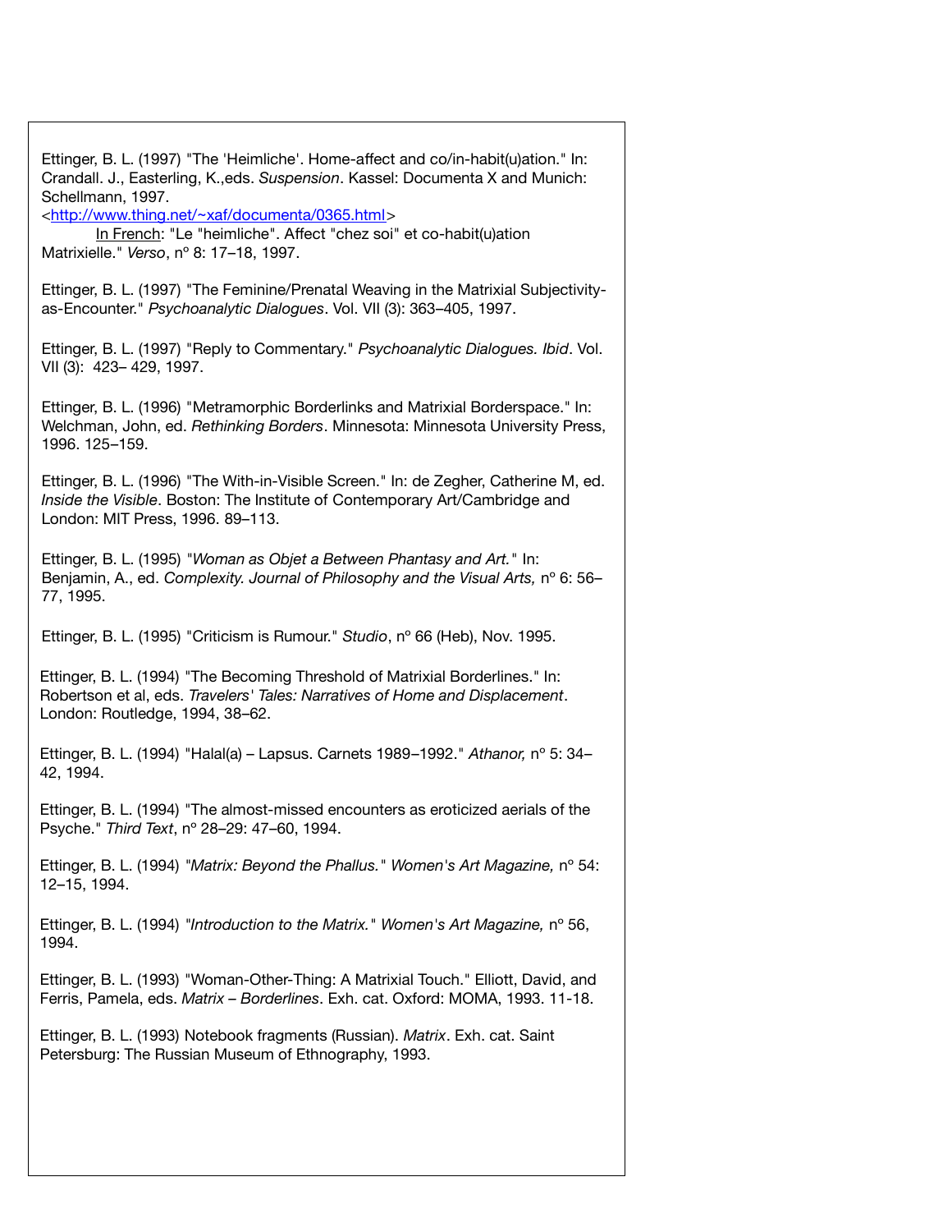Ettinger, B. L. (1997) "The 'Heimliche'. Home-affect and co/in-habit(u)ation." In: Crandall. J., Easterling, K.,eds. *Suspension*. Kassel: Documenta X and Munich: Schellmann, 1997.
<http://www.thing.net/~xaf/documenta/0365.html>

In French: "Le "heimliche". Affect "chez soi" et co-habit(u)ation Matrixielle." *Verso*, nº 8: 17–18, 1997.

Ettinger, B. L. (1997) "The Feminine/Prenatal Weaving in the Matrixial Subjectivity-as-Encounter." *Psychoanalytic Dialogues*. Vol. VII (3): 363–405, 1997.

Ettinger, B. L. (1997) "Reply to Commentary." *Psychoanalytic Dialogues. Ibid*. Vol. VII (3): 423– 429, 1997.

Ettinger, B. L. (1996) "Metramorphic Borderlinks and Matrixial Borderspace." In: Welchman, John, ed. *Rethinking Borders*. Minnesota: Minnesota University Press, 1996. 125–159.

Ettinger, B. L. (1996) "The With-in-Visible Screen." In: de Zegher, Catherine M, ed. *Inside the Visible*. Boston: The Institute of Contemporary Art/Cambridge and London: MIT Press, 1996. 89–113.

Ettinger, B. L. (1995) "*Woman as Objet a Between Phantasy and Art.*" In: Benjamin, A., ed. *Complexity. Journal of Philosophy and the Visual Arts,* nº 6: 56–77, 1995.

Ettinger, B. L. (1995) "Criticism is Rumour." *Studio*, nº 66 (Heb), Nov. 1995.

Ettinger, B. L. (1994) "The Becoming Threshold of Matrixial Borderlines." In: Robertson et al, eds. *Travelers' Tales: Narratives of Home and Displacement*. London: Routledge, 1994, 38–62.

Ettinger, B. L. (1994) "Halal(a) – Lapsus. Carnets 1989–1992." *Athanor,* nº 5: 34–42, 1994.

Ettinger, B. L. (1994) "The almost-missed encounters as eroticized aerials of the Psyche." *Third Text*, nº 28–29: 47–60, 1994.

Ettinger, B. L. (1994) "*Matrix: Beyond the Phallus.*" *Women's Art Magazine,* nº 54: 12–15, 1994.

Ettinger, B. L. (1994) "*Introduction to the Matrix.*" *Women's Art Magazine,* nº 56, 1994.

Ettinger, B. L. (1993) "Woman-Other-Thing: A Matrixial Touch." Elliott, David, and Ferris, Pamela, eds. *Matrix – Borderlines*. Exh. cat. Oxford: MOMA, 1993. 11-18.

Ettinger, B. L. (1993) Notebook fragments (Russian). *Matrix*. Exh. cat. Saint Petersburg: The Russian Museum of Ethnography, 1993.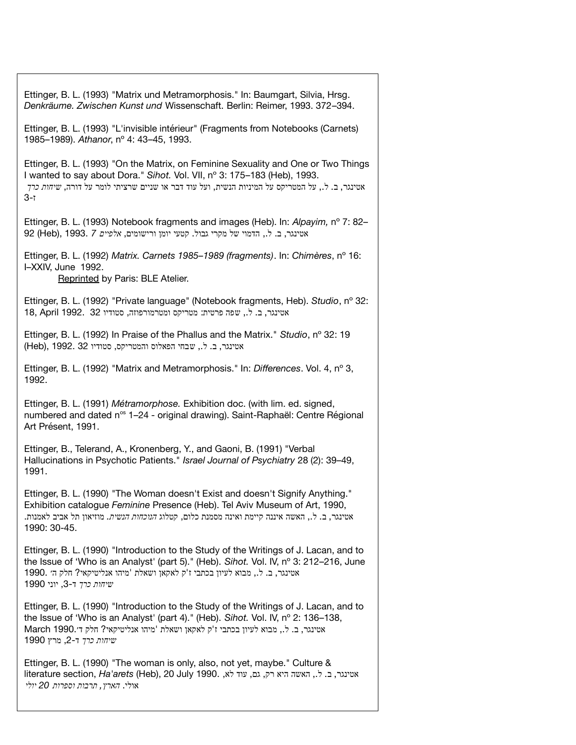Ettinger, B. L. (1993) "Matrix und Metramorphosis." In: Baumgart, Silvia, Hrsg. *Denkräume. Zwischen Kunst und* Wissenschaft. Berlin: Reimer, 1993. 372–394.

Ettinger, B. L. (1993) "L'invisible intérieur" (Fragments from Notebooks (Carnets) 1985–1989). *Athanor*, nº 4: 43–45, 1993.

Ettinger, B. L. (1993) "On the Matrix, on Feminine Sexuality and One or Two Things I wanted to say about Dora." *Sihot.* Vol. VII, nº 3: 175–183 (Heb), 1993.
אטינגר, ב. ל., על המטריקס על המיניות הנשית, ועל עוד דבר או שניים שרציתי לומר על דורה, *שיחות כרך* ז-3

Ettinger, B. L. (1993) Notebook fragments and images (Heb). In: *Alpayim,* nº 7: 82–92 (Heb), 1993. אטינגר, ב. ל., הדמוי של מקרי גבול. קטעי יומן ורישומים, *אלפיים 7*

Ettinger, B. L. (1992) *Matrix. Carnets 1985–1989 (fragments)*. In: *Chimères*, nº 16: I–XXIV, June 1992.
Reprinted by Paris: BLE Atelier.

Ettinger, B. L. (1992) "Private language" (Notebook fragments, Heb). *Studio*, nº 32: 18, April 1992. אטינגר, ב. ל., שפה פרטית: מטריקס ומטרמורפוזה, סטודיו 32

Ettinger, B. L. (1992) In Praise of the Phallus and the Matrix." *Studio*, nº 32: 19 (Heb), 1992. אטינגר, ב. ל., שבחי הפאלוס והמטריקס, סטודיו 32

Ettinger, B. L. (1992) "Matrix and Metramorphosis." In: *Differences*. Vol. 4, nº 3, 1992.

Ettinger, B. L. (1991) *Métramorphose.* Exhibition doc. (with lim. ed. signed, numbered and dated nºs 1–24 - original drawing). Saint-Raphaël: Centre Régional Art Présent, 1991.

Ettinger, B., Telerand, A., Kronenberg, Y., and Gaoni, B. (1991) "Verbal Hallucinations in Psychotic Patients." *Israel Journal of Psychiatry* 28 (2): 39–49, 1991.

Ettinger, B. L. (1990) "The Woman doesn't Exist and doesn't Signify Anything." Exhibition catalogue *Feminine* Presence (Heb). Tel Aviv Museum of Art, 1990,
אטינגר, ב. ל., האשה איננה קיימת ואינה מסמנת כלום, קטלוג *הנוכחות הנשית*. מוזיאון תל אביב לאמנות.
1990: 30-45.

Ettinger, B. L. (1990) "Introduction to the Study of the Writings of J. Lacan, and to the Issue of 'Who is an Analyst' (part 5)." (Heb). *Sihot.* Vol. IV, nº 3: 212–216, June 1990. אטינגר, ב. ל., מבוא לעיון בכתבי ז'ק לאקאן ושאלת 'מיהו אנליטיקאי? חלק ה'
*שיחות כרך* ד-3, יוני 1990

Ettinger, B. L. (1990) "Introduction to the Study of the Writings of J. Lacan, and to the Issue of 'Who is an Analyst' (part 4)." (Heb). *Sihot.* Vol. IV, nº 2: 136–138, March 1990. אטינגר, ב. ל., מבוא לעיון בכתבי ז'ק לאקאן ושאלת 'מיהו אנליטיקאי? חלק ד'
*שיחות כרך* ד-2, מרץ 1990

Ettinger, B. L. (1990) "The woman is only, also, not yet, maybe." Culture & literature section, *Ha'arets* (Heb), 20 July 1990. אטינגר, ב. ל., האשה היא רק, גם, עוד לא, אולי. *הארץ, תרבות וספרות 20 יולי*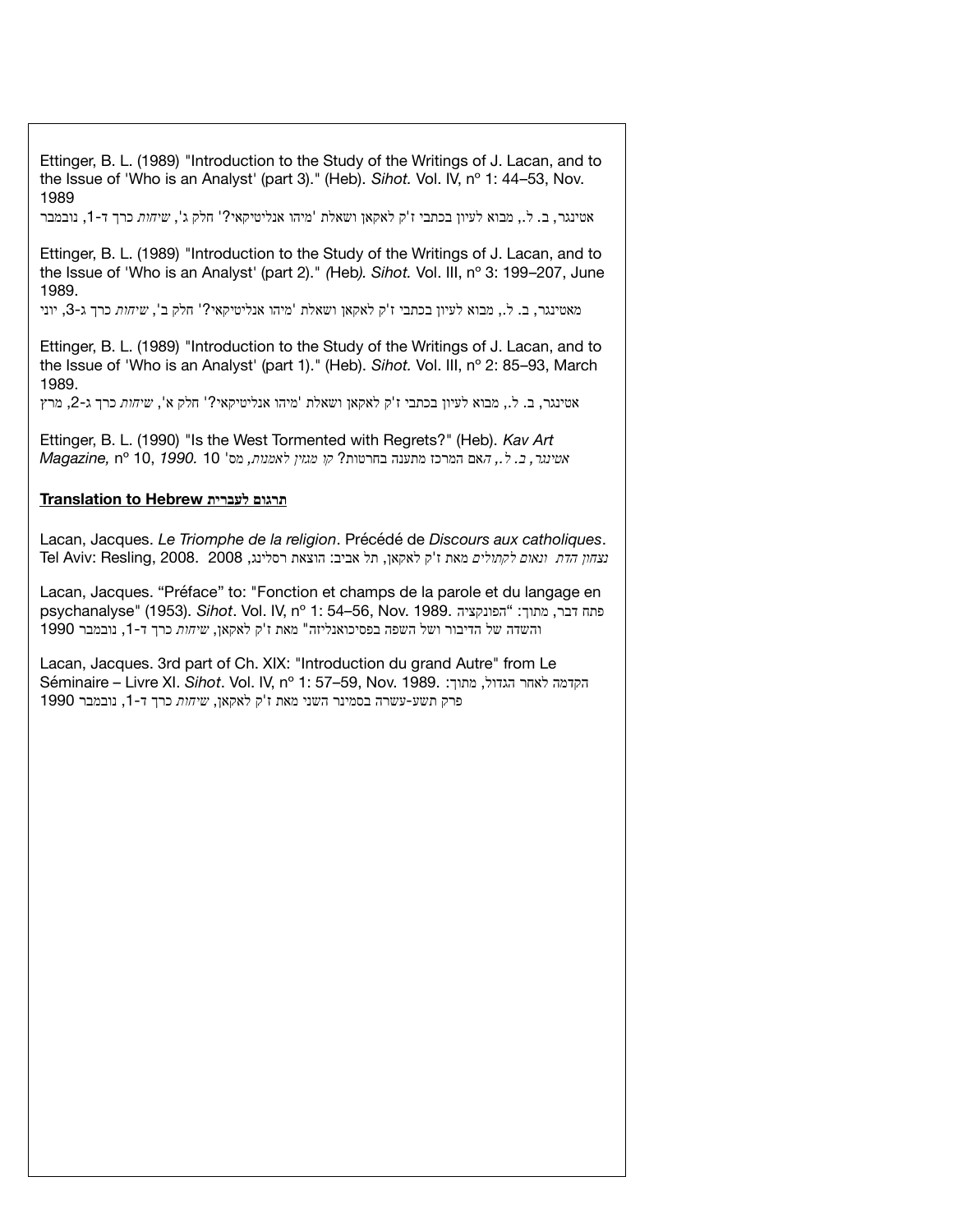Ettinger, B. L. (1989) "Introduction to the Study of the Writings of J. Lacan, and to the Issue of 'Who is an Analyst' (part 3)." (Heb). *Sihot.* Vol. IV, nº 1: 44–53, Nov. 1989
אטינגר, ב. ל., מבוא לעיון בכתבי ז'ק לאקאן ושאלת 'מיהו אנליטיקאי?' חלק ג', *שיחות* כרך ד-1, נובמבר

Ettinger, B. L. (1989) "Introduction to the Study of the Writings of J. Lacan, and to the Issue of 'Who is an Analyst' (part 2)." *(*Heb*). Sihot.* Vol. III, nº 3: 199–207, June 1989.
מאטינגר, ב. ל., מבוא לעיון בכתבי ז'ק לאקאן ושאלת 'מיהו אנליטיקאי?' חלק ב', *שיחות* כרך ג-3, יוני

Ettinger, B. L. (1989) "Introduction to the Study of the Writings of J. Lacan, and to the Issue of 'Who is an Analyst' (part 1)." (Heb). *Sihot.* Vol. III, nº 2: 85–93, March 1989.
אטינגר, ב. ל., מבוא לעיון בכתבי ז'ק לאקאן ושאלת 'מיהו אנליטיקאי?' חלק א', *שיחות* כרך ג-2, מרץ

Ettinger, B. L. (1990) "Is the West Tormented with Regrets?" (Heb). *Kav Art Magazine,* nº 10, *1990.* *אטינגר, ב. ל., האם המרכז מתענה בחרטות? קו מגזין לאמנות,* מס' 10

**Translation to Hebrew תרגום לעברית**

Lacan, Jacques. *Le Triomphe de la religion*. Précédé de *Discours aux catholiques*. Tel Aviv: Resling, 2008. *נצחון הדת ונאום לקתולים* מאת ז'ק לאקאן, תל אביב: הוצאת רסלינג, 2008

Lacan, Jacques. "Préface" to: "Fonction et champs de la parole et du langage en psychanalyse" (1953). *Sihot*. Vol. IV, nº 1: 54–56, Nov. 1989. פתח דבר, מתוך: "הפונקציה והשדה של הדיבור ושל השפה בפסיכואנליזה" מאת ז'ק לאקאן, *שיחות* כרך ד-1, נובמבר 1990

Lacan, Jacques. 3rd part of Ch. XIX: "Introduction du grand Autre" from Le Séminaire – Livre XI. *Sihot*. Vol. IV, nº 1: 57–59, Nov. 1989. הקדמה לאחר הגדול, מתוך: פרק תשע-עשרה בסמינר השני מאת ז'ק לאקאן, *שיחות* כרך ד-1, נובמבר 1990